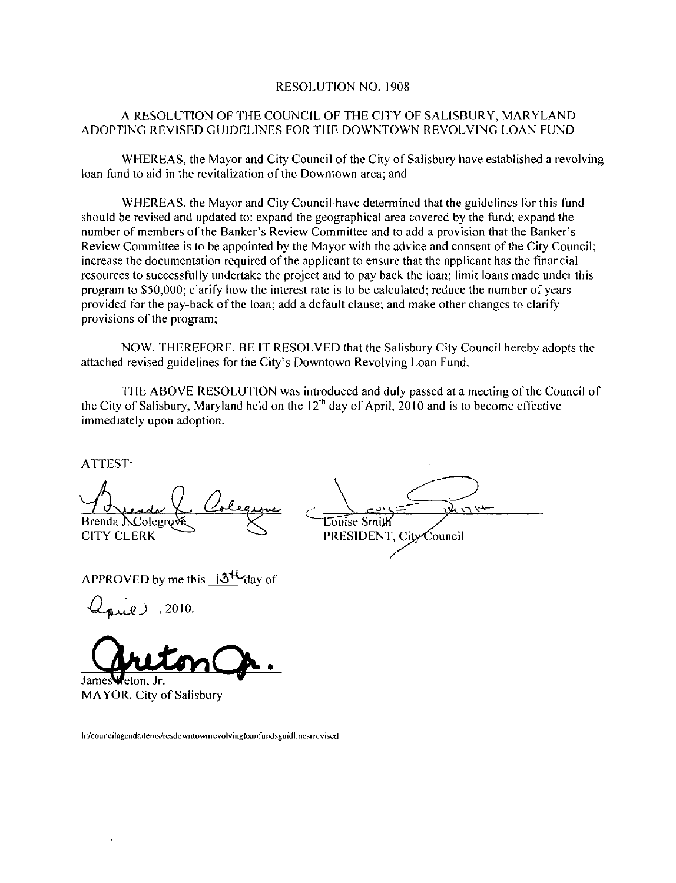# RESOLUTION NO. 1908

## A RESOLUTION OF THE COUNCIL OF THE CITY OF SALISBURY, MARYLAND ADOPTING REVISED GUIDELINES FOR THE DOWNTOWN REVOLVING LOAN FUND

WHEREAS, the Mayor and City Council of the City of Salisbury have established a revolving loan fund to aid in the revitalization of the Downtown area; and

WHEREAS, the Mayor and City Council have determined that the guidelines for this fund should be revised and updated to: expand the geographical area covered by the fund; expand the number of members of the Banker's Review Committee and to add a provision that the Banker's Review Committee is to be appointed by the Mayor with the advice and consent of the City Council; increase the documentation required of the applicant to ensure that the applicant has the financial resources to successfully undertake the project and to pay back the loan; limit loans made under this program to $50,000; clarify how the interest rate is to be calculated; reduce the number of years provided for the pay-back of the loan; add a default clause; and make other changes to clarify provisions of the program;

NOW, THEREFORE, BE IT RESOLVED that the Salisbury City Council hereby adopts the attached revised guidelines for the City's Downtown Revolving Loan Fund.

THE ABOVE RESOLUTION was introduced and duly passed at a meeting of the Council of the City of Salisbury, Maryland held on the 12th day of April, 2010 and is to become effective immediately upon adoption.

ATTEST:

Brenda J. Colegrove
CITY CLERK

Louise Smith
PRESIDENT, City Council

APPROVED by me this 13th day of April, 2010.

James Ireton, Jr.
MAYOR, City of Salisbury

h:/councilagendaitems/resdowntownrevolvingloanfundsguidlinesrrevised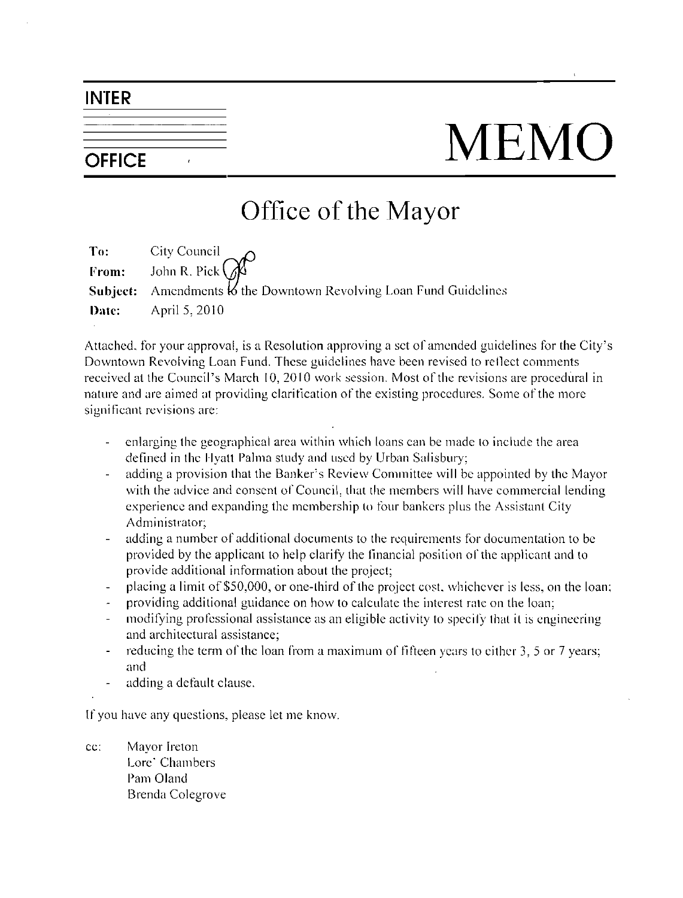# INTER OFFICE MEMO

## Office of the Mayor

**To:** City Council

**From:** John R. Pick

**Subject:** Amendments to the Downtown Revolving Loan Fund Guidelines

**Date:** April 5, 2010

Attached, for your approval, is a Resolution approving a set of amended guidelines for the City's Downtown Revolving Loan Fund. These guidelines have been revised to reflect comments received at the Council's March 10, 2010 work session. Most of the revisions are procedural in nature and are aimed at providing clarification of the existing procedures. Some of the more significant revisions are:

- enlarging the geographical area within which loans can be made to include the area defined in the Hyatt Palma study and used by Urban Salisbury;
- adding a provision that the Banker's Review Committee will be appointed by the Mayor with the advice and consent of Council, that the members will have commercial lending experience and expanding the membership to four bankers plus the Assistant City Administrator;
- adding a number of additional documents to the requirements for documentation to be provided by the applicant to help clarify the financial position of the applicant and to provide additional information about the project;
- placing a limit of $50,000, or one-third of the project cost, whichever is less, on the loan;
- providing additional guidance on how to calculate the interest rate on the loan;
- modifying professional assistance as an eligible activity to specify that it is engineering and architectural assistance;
- reducing the term of the loan from a maximum of fifteen years to either 3, 5 or 7 years; and
- adding a default clause.

If you have any questions, please let me know.

cc: Mayor Ireton
Lore' Chambers
Pam Oland
Brenda Colegrove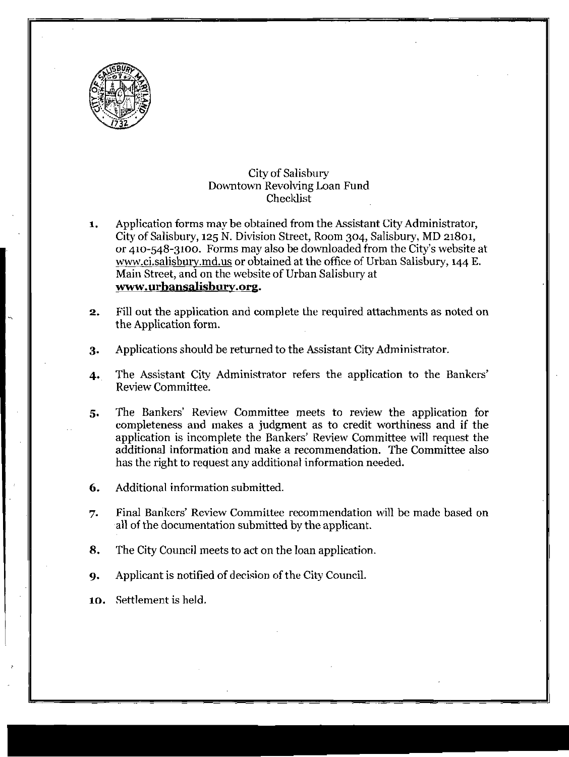# City of Salisbury
## Downtown Revolving Loan Fund
### Checklist

1. Application forms may be obtained from the Assistant City Administrator, City of Salisbury, 125 N. Division Street, Room 304, Salisbury, MD 21801, or 410-548-3100. Forms may also be downloaded from the City's website at www.ci.salisbury.md.us or obtained at the office of Urban Salisbury, 144 E. Main Street, and on the website of Urban Salisbury at **www.urbansalisbury.org**.

2. Fill out the application and complete the required attachments as noted on the Application form.

3. Applications should be returned to the Assistant City Administrator.

4. The Assistant City Administrator refers the application to the Bankers' Review Committee.

5. The Bankers' Review Committee meets to review the application for completeness and makes a judgment as to credit worthiness and if the application is incomplete the Bankers' Review Committee will request the additional information and make a recommendation. The Committee also has the right to request any additional information needed.

6. Additional information submitted.

7. Final Bankers' Review Committee recommendation will be made based on all of the documentation submitted by the applicant.

8. The City Council meets to act on the loan application.

9. Applicant is notified of decision of the City Council.

10. Settlement is held.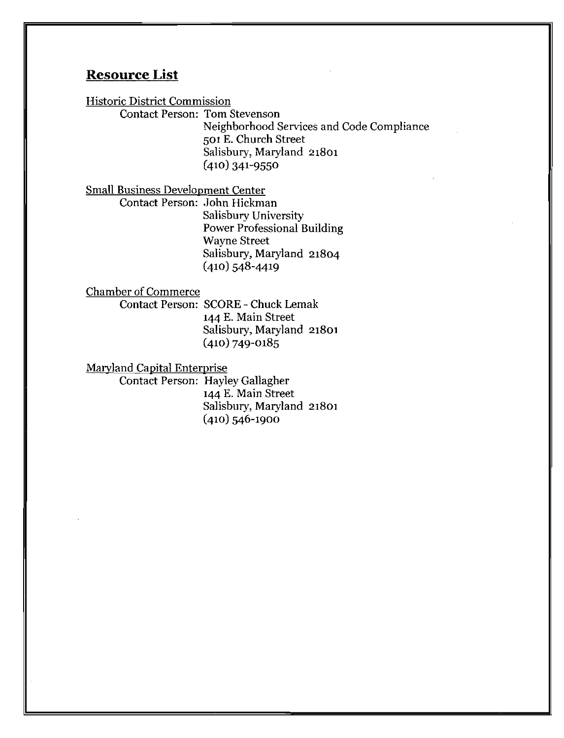## Resource List

Historic District Commission

Contact Person: Tom Stevenson
Neighborhood Services and Code Compliance
501 E. Church Street
Salisbury, Maryland 21801
(410) 341-9550

Small Business Development Center

Contact Person: John Hickman
Salisbury University
Power Professional Building
Wayne Street
Salisbury, Maryland 21804
(410) 548-4419

Chamber of Commerce

Contact Person: SCORE - Chuck Lemak
144 E. Main Street
Salisbury, Maryland 21801
(410) 749-0185

Maryland Capital Enterprise

Contact Person: Hayley Gallagher
144 E. Main Street
Salisbury, Maryland 21801
(410) 546-1900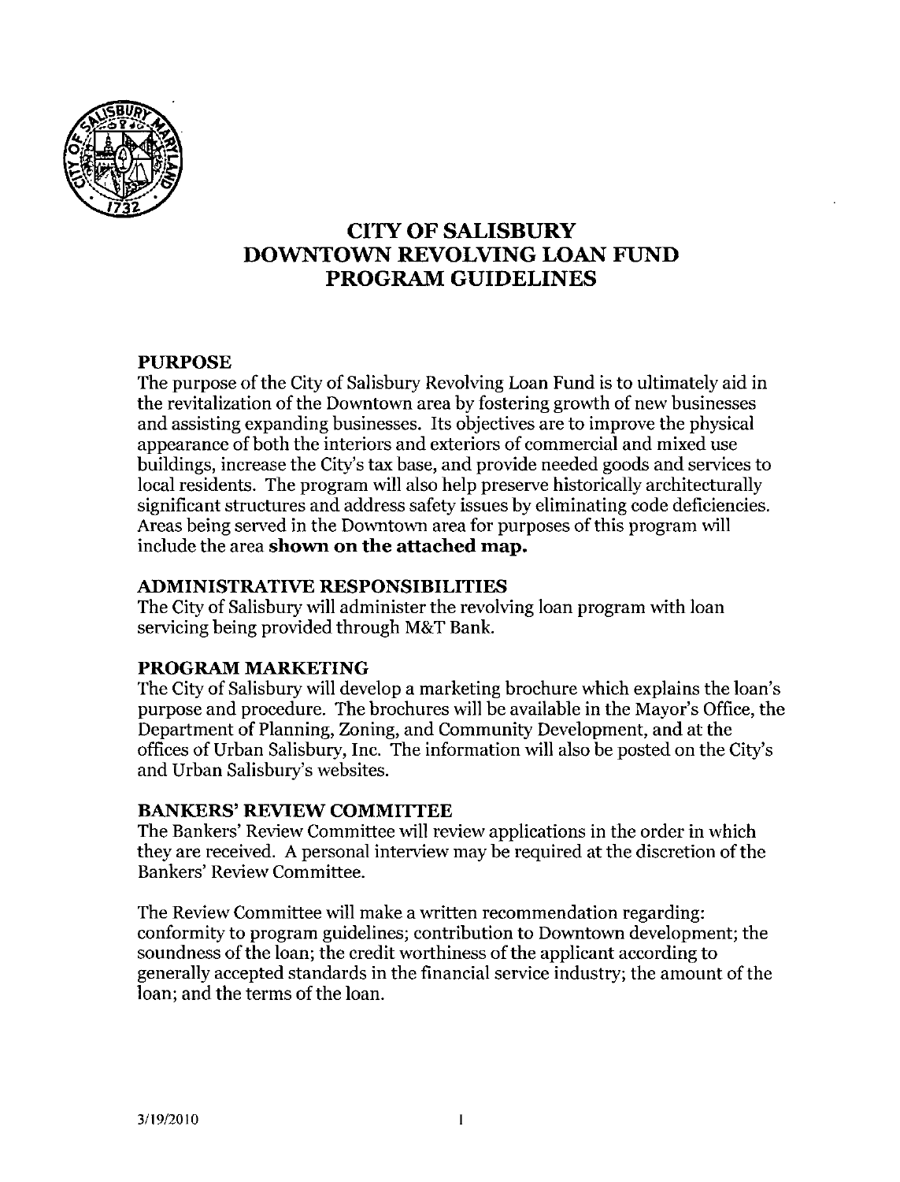# CITY OF SALISBURY
# DOWNTOWN REVOLVING LOAN FUND
# PROGRAM GUIDELINES

## PURPOSE

The purpose of the City of Salisbury Revolving Loan Fund is to ultimately aid in the revitalization of the Downtown area by fostering growth of new businesses and assisting expanding businesses. Its objectives are to improve the physical appearance of both the interiors and exteriors of commercial and mixed use buildings, increase the City's tax base, and provide needed goods and services to local residents. The program will also help preserve historically architecturally significant structures and address safety issues by eliminating code deficiencies. Areas being served in the Downtown area for purposes of this program will include the area **shown on the attached map.**

## ADMINISTRATIVE RESPONSIBILITIES

The City of Salisbury will administer the revolving loan program with loan servicing being provided through M&T Bank.

## PROGRAM MARKETING

The City of Salisbury will develop a marketing brochure which explains the loan's purpose and procedure. The brochures will be available in the Mayor's Office, the Department of Planning, Zoning, and Community Development, and at the offices of Urban Salisbury, Inc. The information will also be posted on the City's and Urban Salisbury's websites.

## BANKERS' REVIEW COMMITTEE

The Bankers' Review Committee will review applications in the order in which they are received. A personal interview may be required at the discretion of the Bankers' Review Committee.

The Review Committee will make a written recommendation regarding: conformity to program guidelines; contribution to Downtown development; the soundness of the loan; the credit worthiness of the applicant according to generally accepted standards in the financial service industry; the amount of the loan; and the terms of the loan.

3/19/2010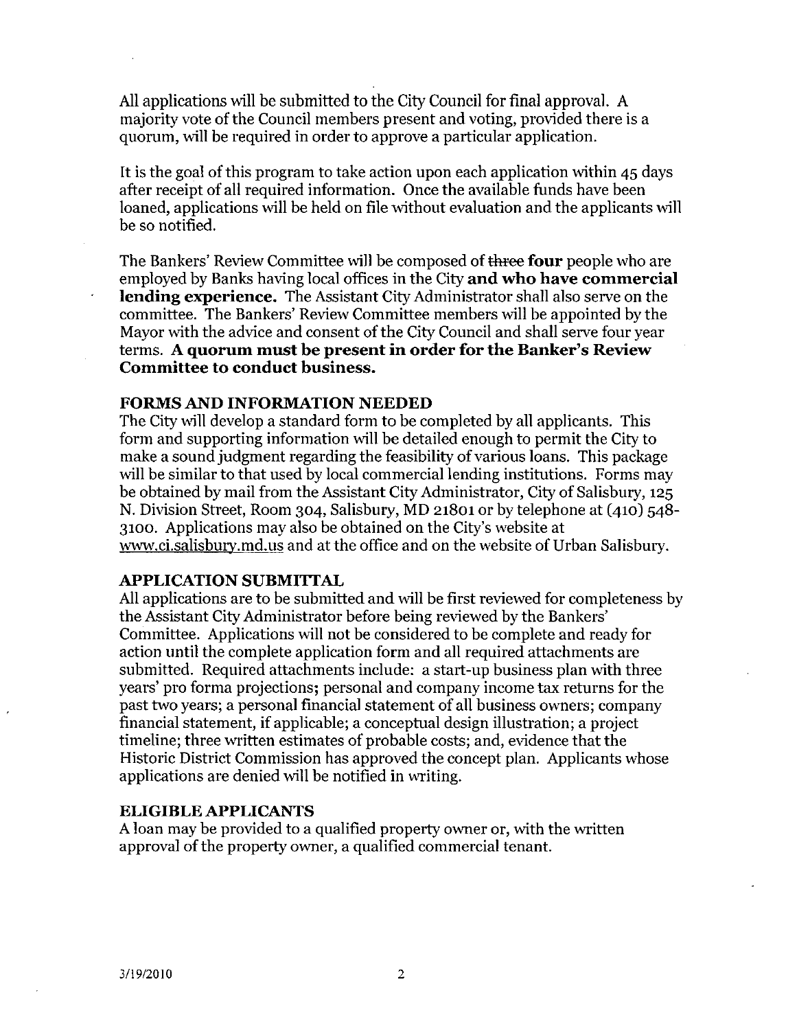All applications will be submitted to the City Council for final approval. A majority vote of the Council members present and voting, provided there is a quorum, will be required in order to approve a particular application.

It is the goal of this program to take action upon each application within 45 days after receipt of all required information. Once the available funds have been loaned, applications will be held on file without evaluation and the applicants will be so notified.

The Bankers' Review Committee will be composed of ~~three~~ **four** people who are employed by Banks having local offices in the City **and who have commercial lending experience.** The Assistant City Administrator shall also serve on the committee. The Bankers' Review Committee members will be appointed by the Mayor with the advice and consent of the City Council and shall serve four year terms. **A quorum must be present in order for the Banker's Review Committee to conduct business.**

### FORMS AND INFORMATION NEEDED

The City will develop a standard form to be completed by all applicants. This form and supporting information will be detailed enough to permit the City to make a sound judgment regarding the feasibility of various loans. This package will be similar to that used by local commercial lending institutions. Forms may be obtained by mail from the Assistant City Administrator, City of Salisbury, 125 N. Division Street, Room 304, Salisbury, MD 21801 or by telephone at (410) 548-3100. Applications may also be obtained on the City's website at www.ci.salisbury.md.us and at the office and on the website of Urban Salisbury.

### APPLICATION SUBMITTAL

All applications are to be submitted and will be first reviewed for completeness by the Assistant City Administrator before being reviewed by the Bankers' Committee. Applications will not be considered to be complete and ready for action until the complete application form and all required attachments are submitted. Required attachments include: a start-up business plan with three years' pro forma projections; personal and company income tax returns for the past two years; a personal financial statement of all business owners; company financial statement, if applicable; a conceptual design illustration; a project timeline; three written estimates of probable costs; and, evidence that the Historic District Commission has approved the concept plan. Applicants whose applications are denied will be notified in writing.

### ELIGIBLE APPLICANTS

A loan may be provided to a qualified property owner or, with the written approval of the property owner, a qualified commercial tenant.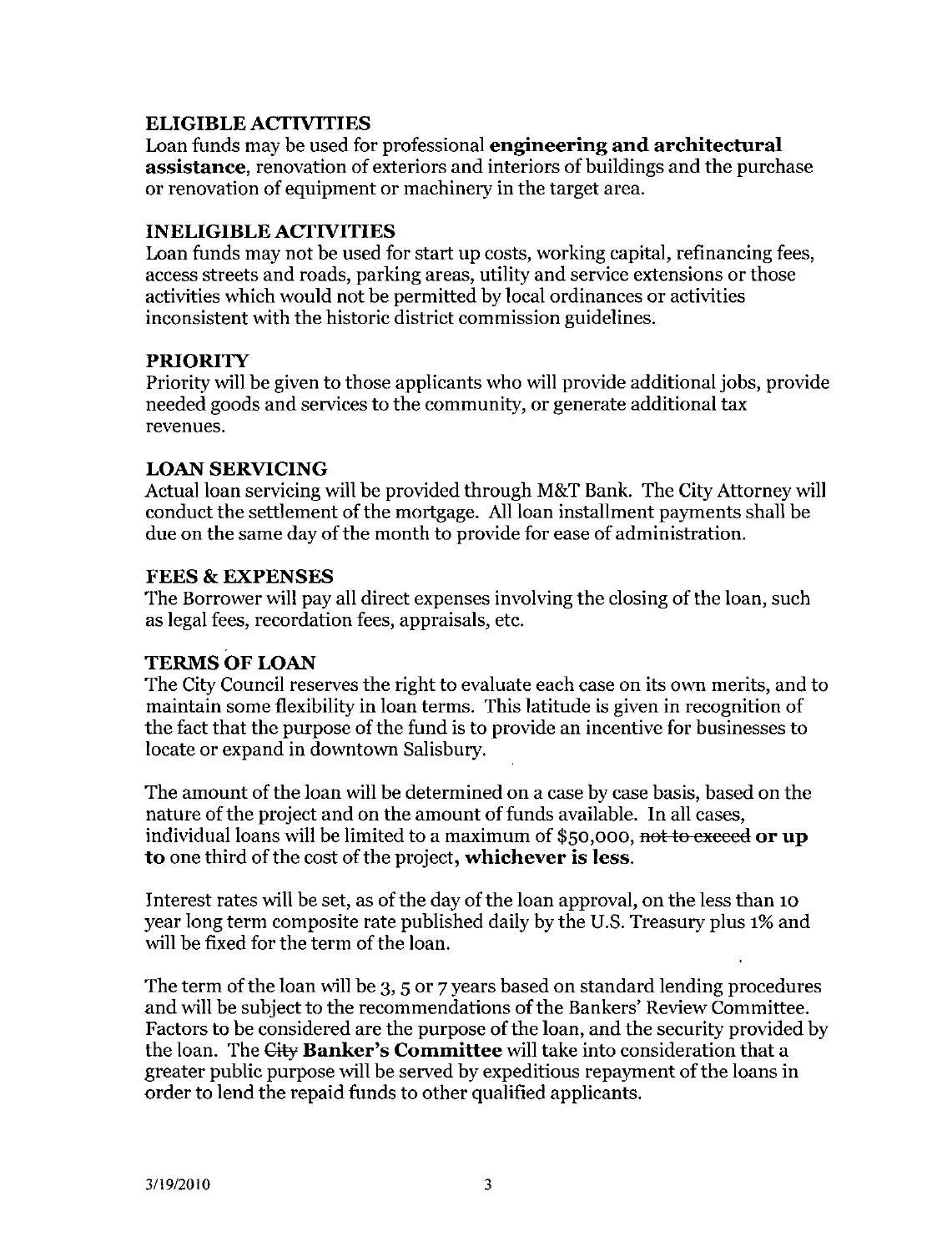## ELIGIBLE ACTIVITIES

Loan funds may be used for professional **engineering and architectural assistance**, renovation of exteriors and interiors of buildings and the purchase or renovation of equipment or machinery in the target area.

## INELIGIBLE ACTIVITIES

Loan funds may not be used for start up costs, working capital, refinancing fees, access streets and roads, parking areas, utility and service extensions or those activities which would not be permitted by local ordinances or activities inconsistent with the historic district commission guidelines.

## PRIORITY

Priority will be given to those applicants who will provide additional jobs, provide needed goods and services to the community, or generate additional tax revenues.

## LOAN SERVICING

Actual loan servicing will be provided through M&T Bank. The City Attorney will conduct the settlement of the mortgage. All loan installment payments shall be due on the same day of the month to provide for ease of administration.

## FEES & EXPENSES

The Borrower will pay all direct expenses involving the closing of the loan, such as legal fees, recordation fees, appraisals, etc.

## TERMS OF LOAN

The City Council reserves the right to evaluate each case on its own merits, and to maintain some flexibility in loan terms. This latitude is given in recognition of the fact that the purpose of the fund is to provide an incentive for businesses to locate or expand in downtown Salisbury.

The amount of the loan will be determined on a case by case basis, based on the nature of the project and on the amount of funds available. In all cases, individual loans will be limited to a maximum of $50,000, ~~not to exceed~~ **or up to** one third of the cost of the project, **whichever is less**.

Interest rates will be set, as of the day of the loan approval, on the less than 10 year long term composite rate published daily by the U.S. Treasury plus 1% and will be fixed for the term of the loan.

The term of the loan will be 3, 5 or 7 years based on standard lending procedures and will be subject to the recommendations of the Bankers' Review Committee. Factors to be considered are the purpose of the loan, and the security provided by the loan. The ~~City~~ **Banker's Committee** will take into consideration that a greater public purpose will be served by expeditious repayment of the loans in order to lend the repaid funds to other qualified applicants.

3/19/2010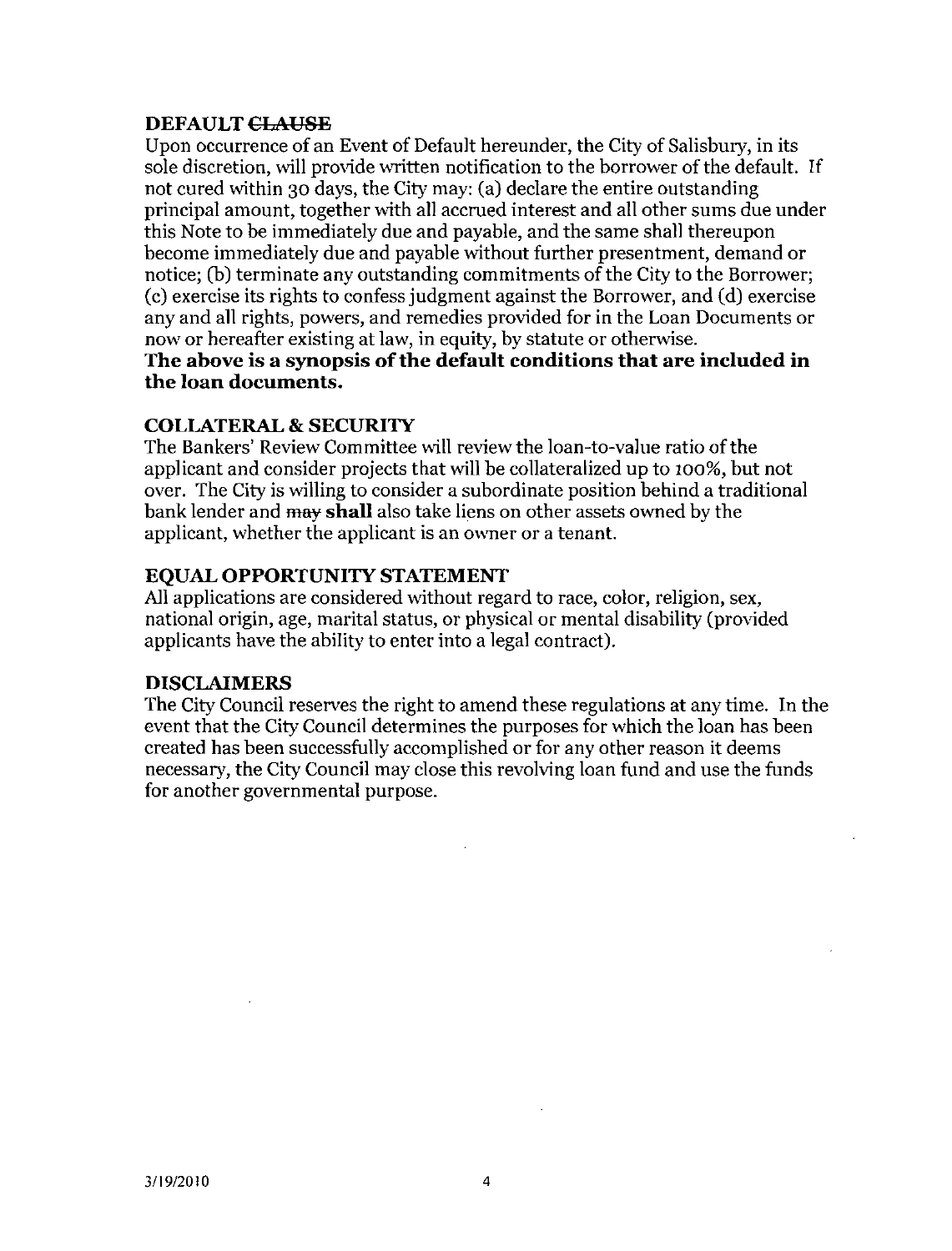## DEFAULT ~~CLAUSE~~

Upon occurrence of an Event of Default hereunder, the City of Salisbury, in its sole discretion, will provide written notification to the borrower of the default. If not cured within 30 days, the City may: (a) declare the entire outstanding principal amount, together with all accrued interest and all other sums due under this Note to be immediately due and payable, and the same shall thereupon become immediately due and payable without further presentment, demand or notice; (b) terminate any outstanding commitments of the City to the Borrower; (c) exercise its rights to confess judgment against the Borrower, and (d) exercise any and all rights, powers, and remedies provided for in the Loan Documents or now or hereafter existing at law, in equity, by statute or otherwise.

**The above is a synopsis of the default conditions that are included in the loan documents.**

## COLLATERAL & SECURITY

The Bankers' Review Committee will review the loan-to-value ratio of the applicant and consider projects that will be collateralized up to 100%, but not over. The City is willing to consider a subordinate position behind a traditional bank lender and ~~may~~ **shall** also take liens on other assets owned by the applicant, whether the applicant is an owner or a tenant.

## EQUAL OPPORTUNITY STATEMENT

All applications are considered without regard to race, color, religion, sex, national origin, age, marital status, or physical or mental disability (provided applicants have the ability to enter into a legal contract).

## DISCLAIMERS

The City Council reserves the right to amend these regulations at any time. In the event that the City Council determines the purposes for which the loan has been created has been successfully accomplished or for any other reason it deems necessary, the City Council may close this revolving loan fund and use the funds for another governmental purpose.

3/19/2010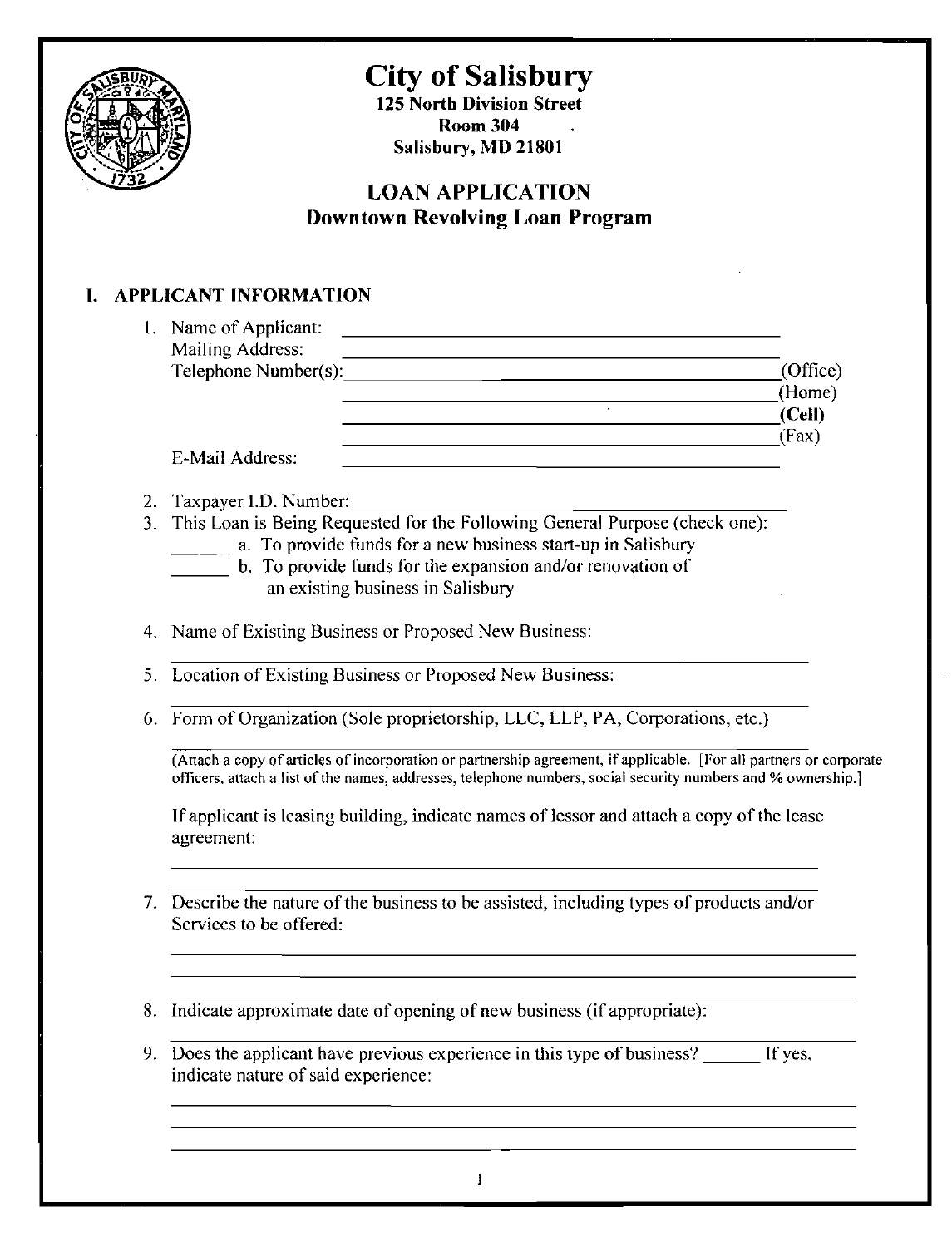# City of Salisbury

**125 North Division Street**
**Room 304**
**Salisbury, MD 21801**

## LOAN APPLICATION
### Downtown Revolving Loan Program

## I. APPLICANT INFORMATION

1. Name of Applicant: ______________________________
   Mailing Address: ______________________________
   Telephone Number(s): ______________________________(Office)
   ______________________________(Home)
   ______________________________**(Cell)**
   ______________________________(Fax)
   E-Mail Address: ______________________________

2. Taxpayer I.D. Number: ______________________________

3. This Loan is Being Requested for the Following General Purpose (check one):
   ______ a. To provide funds for a new business start-up in Salisbury
   ______ b. To provide funds for the expansion and/or renovation of an existing business in Salisbury

4. Name of Existing Business or Proposed New Business:
   ______________________________

5. Location of Existing Business or Proposed New Business:
   ______________________________

6. Form of Organization (Sole proprietorship, LLC, LLP, PA, Corporations, etc.)
   ______________________________
   (Attach a copy of articles of incorporation or partnership agreement, if applicable. [For all partners or corporate officers, attach a list of the names, addresses, telephone numbers, social security numbers and % ownership.]

   If applicant is leasing building, indicate names of lessor and attach a copy of the lease agreement:
   ______________________________
   ______________________________

7. Describe the nature of the business to be assisted, including types of products and/or Services to be offered:
   ______________________________
   ______________________________
   ______________________________

8. Indicate approximate date of opening of new business (if appropriate):
   ______________________________

9. Does the applicant have previous experience in this type of business? ______ If yes, indicate nature of said experience:
   ______________________________
   ______________________________
   ______________________________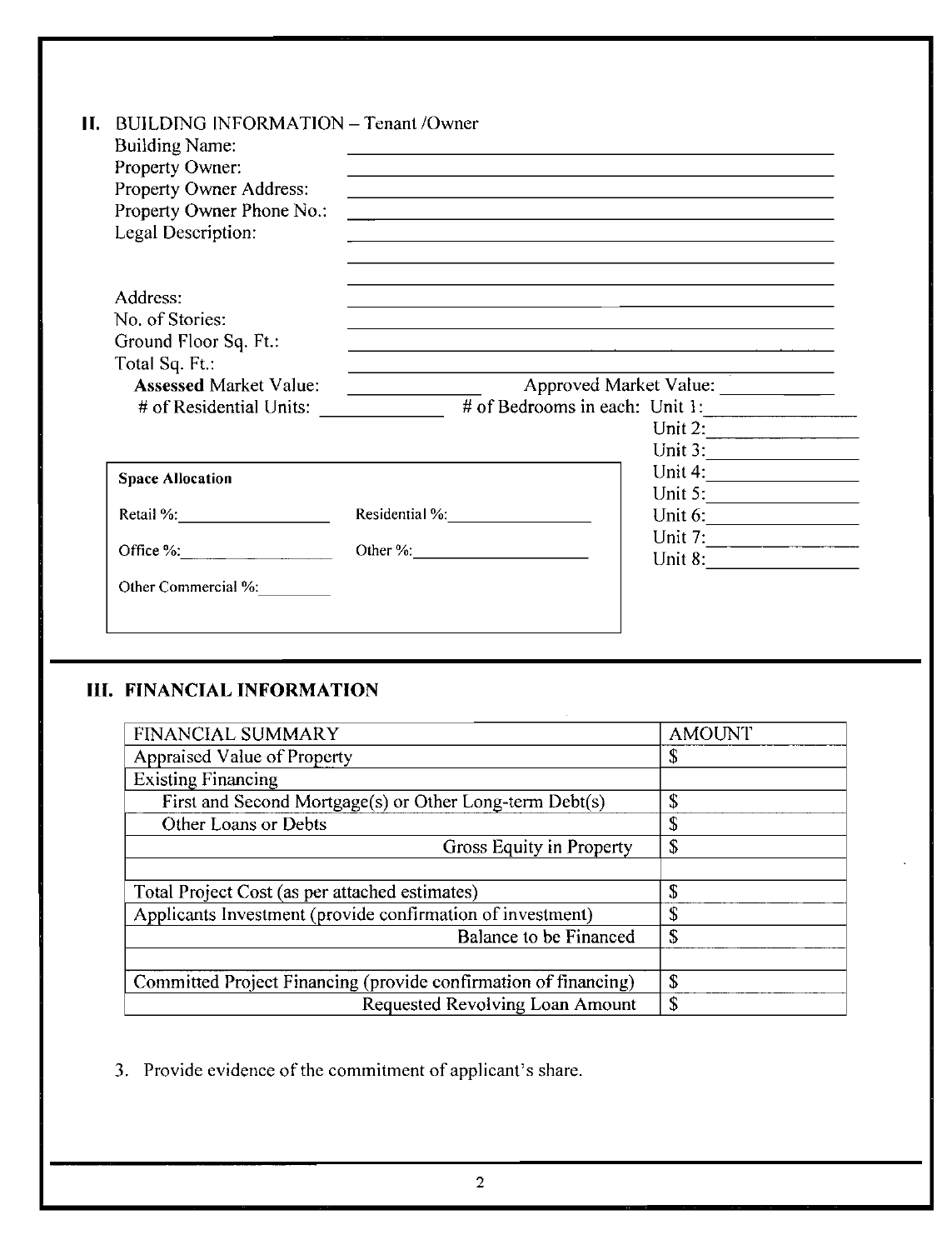## II. BUILDING INFORMATION – Tenant /Owner

Building Name: ______________________________

Property Owner: ______________________________

Property Owner Address: ______________________________

Property Owner Phone No.: ______________________________

Legal Description: ______________________________

______________________________

______________________________

Address: ______________________________

No. of Stories: ______________________________

Ground Floor Sq. Ft.: ______________________________

Total Sq. Ft.: ______________________________

**Assessed** Market Value: ____________ Approved Market Value: ____________

\# of Residential Units: ____________ # of Bedrooms in each: Unit 1: ____________

Unit 2: ____________

Unit 3: ____________

Unit 4: ____________

Unit 5: ____________

Unit 6: ____________

Unit 7: ____________

Unit 8: ____________

**Space Allocation**

Retail %: ____________ Residential %: ____________

Office %: ____________ Other %: ____________

Other Commercial %: ____________

## III. FINANCIAL INFORMATION

| FINANCIAL SUMMARY | AMOUNT |
|---|---|
| Appraised Value of Property | $ |
| Existing Financing | |
| First and Second Mortgage(s) or Other Long-term Debt(s) | $ |
| Other Loans or Debts | $ |
| Gross Equity in Property | $ |
| | |
| Total Project Cost (as per attached estimates) | $ |
| Applicants Investment (provide confirmation of investment) | $ |
| Balance to be Financed | $ |
| | |
| Committed Project Financing (provide confirmation of financing) | $ |
| Requested Revolving Loan Amount | $ |

3. Provide evidence of the commitment of applicant's share.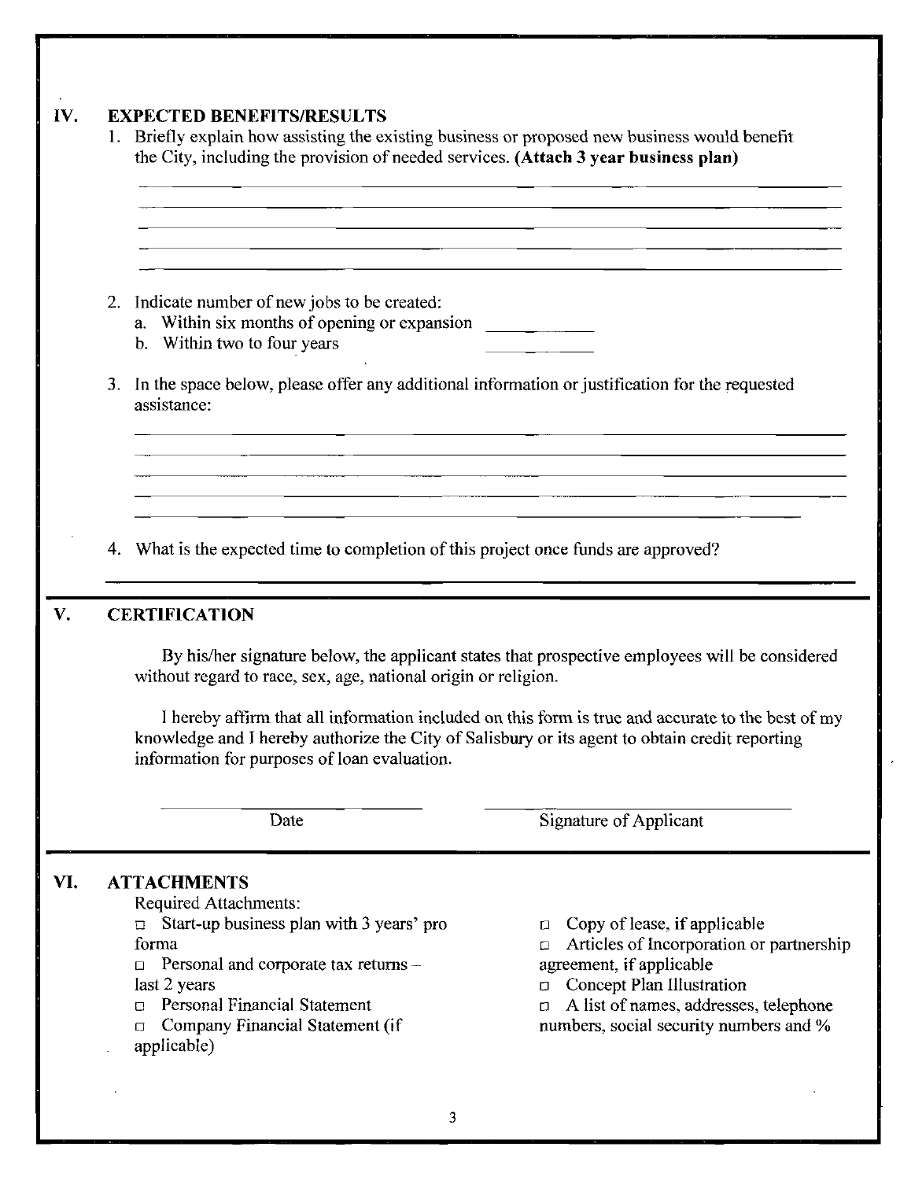## IV. EXPECTED BENEFITS/RESULTS

1. Briefly explain how assisting the existing business or proposed new business would benefit the City, including the provision of needed services. **(Attach 3 year business plan)**

   ______________________________________________________________________________
   ______________________________________________________________________________
   ______________________________________________________________________________
   ______________________________________________________________________________
   ______________________________________________________________________________

2. Indicate number of new jobs to be created:
   a. Within six months of opening or expansion ___________
   b. Within two to four years ___________

3. In the space below, please offer any additional information or justification for the requested assistance:

   ______________________________________________________________________________
   ______________________________________________________________________________
   ______________________________________________________________________________
   ______________________________________________________________________________
   ______________________________________________________________________________

4. What is the expected time to completion of this project once funds are approved?

## V. CERTIFICATION

By his/her signature below, the applicant states that prospective employees will be considered without regard to race, sex, age, national origin or religion.

I hereby affirm that all information included on this form is true and accurate to the best of my knowledge and I hereby authorize the City of Salisbury or its agent to obtain credit reporting information for purposes of loan evaluation.

_______________________ Date

_______________________ Signature of Applicant

## VI. ATTACHMENTS

Required Attachments:

- ☐ Start-up business plan with 3 years' pro forma
- ☐ Personal and corporate tax returns – last 2 years
- ☐ Personal Financial Statement
- ☐ Company Financial Statement (if applicable)
- ☐ Copy of lease, if applicable
- ☐ Articles of Incorporation or partnership agreement, if applicable
- ☐ Concept Plan Illustration
- ☐ A list of names, addresses, telephone numbers, social security numbers and %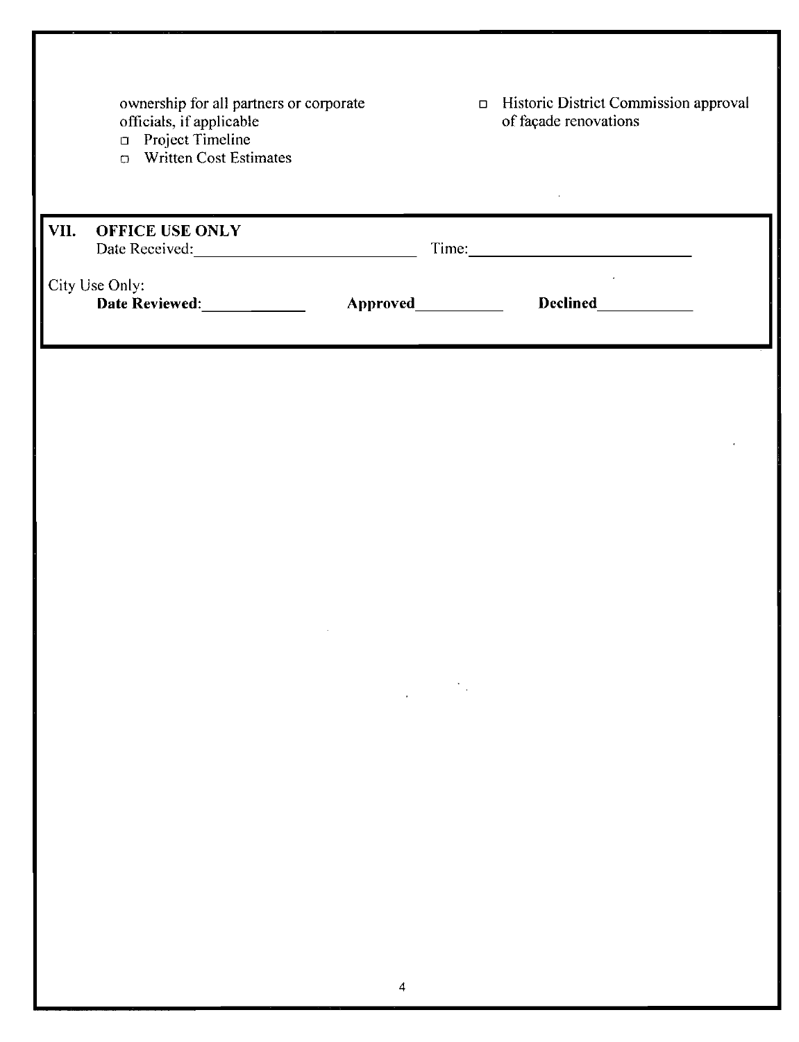ownership for all partners or corporate officials, if applicable

- ☐ Project Timeline
- ☐ Written Cost Estimates
- ☐ Historic District Commission approval of façade renovations

## VII. OFFICE USE ONLY

Date Received:\_\_\_\_\_\_\_\_\_\_\_\_\_\_\_\_\_\_\_\_\_\_\_\_\_\_\_ Time:\_\_\_\_\_\_\_\_\_\_\_\_\_\_\_\_\_\_\_\_\_\_\_\_\_\_\_

City Use Only:

**Date Reviewed**:\_\_\_\_\_\_\_\_\_\_\_\_\_ **Approved**\_\_\_\_\_\_\_\_\_\_\_ **Declined**\_\_\_\_\_\_\_\_\_\_\_\_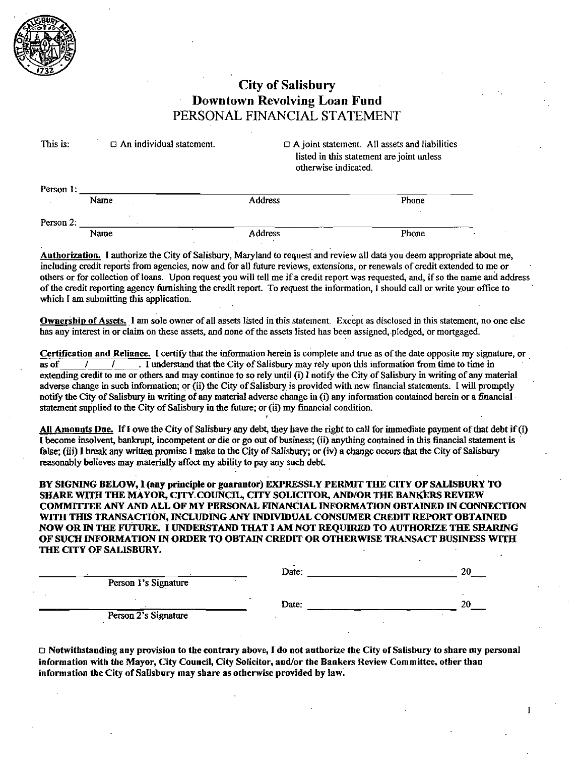# City of Salisbury
## Downtown Revolving Loan Fund
## PERSONAL FINANCIAL STATEMENT

This is: ☐ An individual statement. ☐ A joint statement. All assets and liabilities listed in this statement are joint unless otherwise indicated.

Person 1: ______________________________________________________________________

Name Address Phone

Person 2: ______________________________________________________________________

Name Address Phone

**Authorization.** I authorize the City of Salisbury, Maryland to request and review all data you deem appropriate about me, including credit reports from agencies, now and for all future reviews, extensions, or renewals of credit extended to me or others or for collection of loans. Upon request you will tell me if a credit report was requested, and, if so the name and address of the credit reporting agency furnishing the credit report. To request the information, I should call or write your office to which I am submitting this application.

**Ownership of Assets.** I am sole owner of all assets listed in this statement. Except as disclosed in this statement, no one else has any interest in or claim on these assets, and none of the assets listed has been assigned, pledged, or mortgaged.

**Certification and Reliance.** I certify that the information herein is complete and true as of the date opposite my signature, or as of _____/_____/_____. I understand that the City of Salisbury may rely upon this information from time to time in extending credit to me or others and may continue to so rely until (i) I notify the City of Salisbury in writing of any material adverse change in such information; or (ii) the City of Salisbury is provided with new financial statements. I will promptly notify the City of Salisbury in writing of any material adverse change in (i) any information contained herein or a financial statement supplied to the City of Salisbury in the future; or (ii) my financial condition.

**All Amounts Due.** If I owe the City of Salisbury any debt, they have the right to call for immediate payment of that debt if (i) I become insolvent, bankrupt, incompetent or die or go out of business; (ii) anything contained in this financial statement is false; (iii) I break any written promise I make to the City of Salisbury; or (iv) a change occurs that the City of Salisbury reasonably believes may materially affect my ability to pay any such debt.

**BY SIGNING BELOW, I (any principle or guarantor) EXPRESSLY PERMIT THE CITY OF SALISBURY TO SHARE WITH THE MAYOR, CITY COUNCIL, CITY SOLICITOR, AND/OR THE BANKERS REVIEW COMMITTEE ANY AND ALL OF MY PERSONAL FINANCIAL INFORMATION OBTAINED IN CONNECTION WITH THIS TRANSACTION, INCLUDING ANY INDIVIDUAL CONSUMER CREDIT REPORT OBTAINED NOW OR IN THE FUTURE. I UNDERSTAND THAT I AM NOT REQUIRED TO AUTHORIZE THE SHARING OF SUCH INFORMATION IN ORDER TO OBTAIN CREDIT OR OTHERWISE TRANSACT BUSINESS WITH THE CITY OF SALISBURY.**

______________________________ Date: ______________________________ 20___

Person 1's Signature

______________________________ Date: ______________________________ 20___

Person 2's Signature

☐ **Notwithstanding any provision to the contrary above, I do not authorize the City of Salisbury to share my personal information with the Mayor, City Council, City Solicitor, and/or the Bankers Review Committee, other than information the City of Salisbury may share as otherwise provided by law.**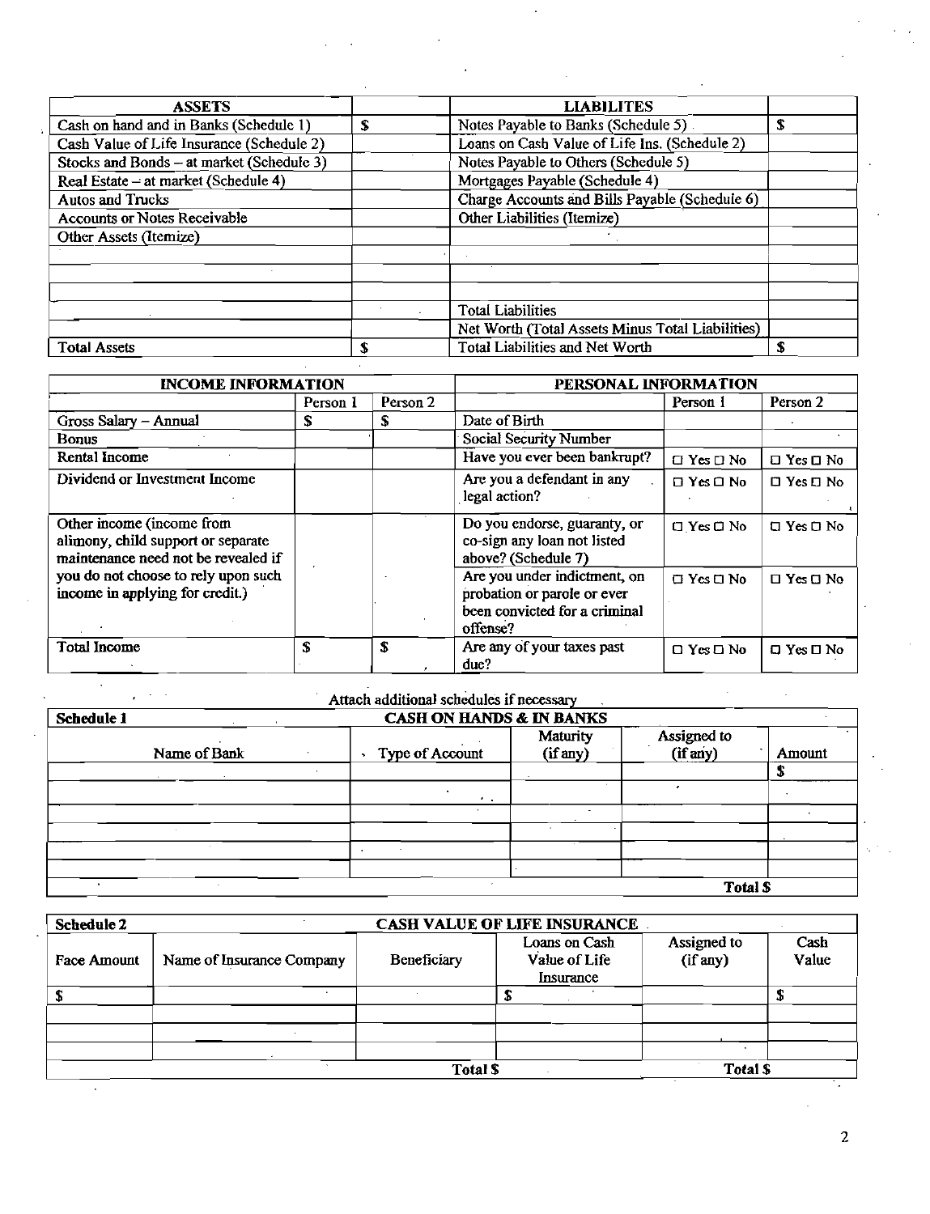| ASSETS | | LIABILITES | |
|---|---|---|---|
| Cash on hand and in Banks (Schedule 1) | $ | Notes Payable to Banks (Schedule 5) | $ |
| Cash Value of Life Insurance (Schedule 2) | | Loans on Cash Value of Life Ins. (Schedule 2) | |
| Stocks and Bonds – at market (Schedule 3) | | Notes Payable to Others (Schedule 5) | |
| Real Estate – at market (Schedule 4) | | Mortgages Payable (Schedule 4) | |
| Autos and Trucks | | Charge Accounts and Bills Payable (Schedule 6) | |
| Accounts or Notes Receivable | | Other Liabilities (Itemize) | |
| Other Assets (Itemize) | | | |
| | | | |
| | | | |
| | | | |
| | | Total Liabilities | |
| | | Net Worth (Total Assets Minus Total Liabilities) | |
| Total Assets | $ | Total Liabilities and Net Worth | $ |

| INCOME INFORMATION | | | PERSONAL INFORMATION | | |
|---|---|---|---|---|---|
| | Person 1 | Person 2 | | Person 1 | Person 2 |
| Gross Salary – Annual | $ | $ | Date of Birth | | |
| Bonus | | | Social Security Number | | |
| Rental Income | | | Have you ever been bankrupt? | ☐ Yes ☐ No | ☐ Yes ☐ No |
| Dividend or Investment Income | | | Are you a defendant in any legal action? | ☐ Yes ☐ No | ☐ Yes ☐ No |
| Other income (income from alimony, child support or separate maintenance need not be revealed if you do not choose to rely upon such income in applying for credit.) | | | Do you endorse, guaranty, or co-sign any loan not listed above? (Schedule 7) | ☐ Yes ☐ No | ☐ Yes ☐ No |
| | | | Are you under indictment, on probation or parole or ever been convicted for a criminal offense? | ☐ Yes ☐ No | ☐ Yes ☐ No |
| Total Income | $ | $ | Are any of your taxes past due? | ☐ Yes ☐ No | ☐ Yes ☐ No |

Attach additional schedules if necessary

| Schedule 1 | CASH ON HANDS & IN BANKS | | | |
|---|---|---|---|---|
| Name of Bank | Type of Account | Maturity (if any) | Assigned to (if any) | Amount |
| | | | | $ |
| | | | | |
| | | | | |
| | | | | |
| | | | | |
| | | | | |
| | | | Total $ | |

| Schedule 2 | | CASH VALUE OF LIFE INSURANCE | | | |
|---|---|---|---|---|---|
| Face Amount | Name of Insurance Company | Beneficiary | Loans on Cash Value of Life Insurance | Assigned to (if any) | Cash Value |
| $ | | | $ | | $ |
| | | | | | |
| | | | | | |
| | | | | | |
| | | Total $ | | Total $ | |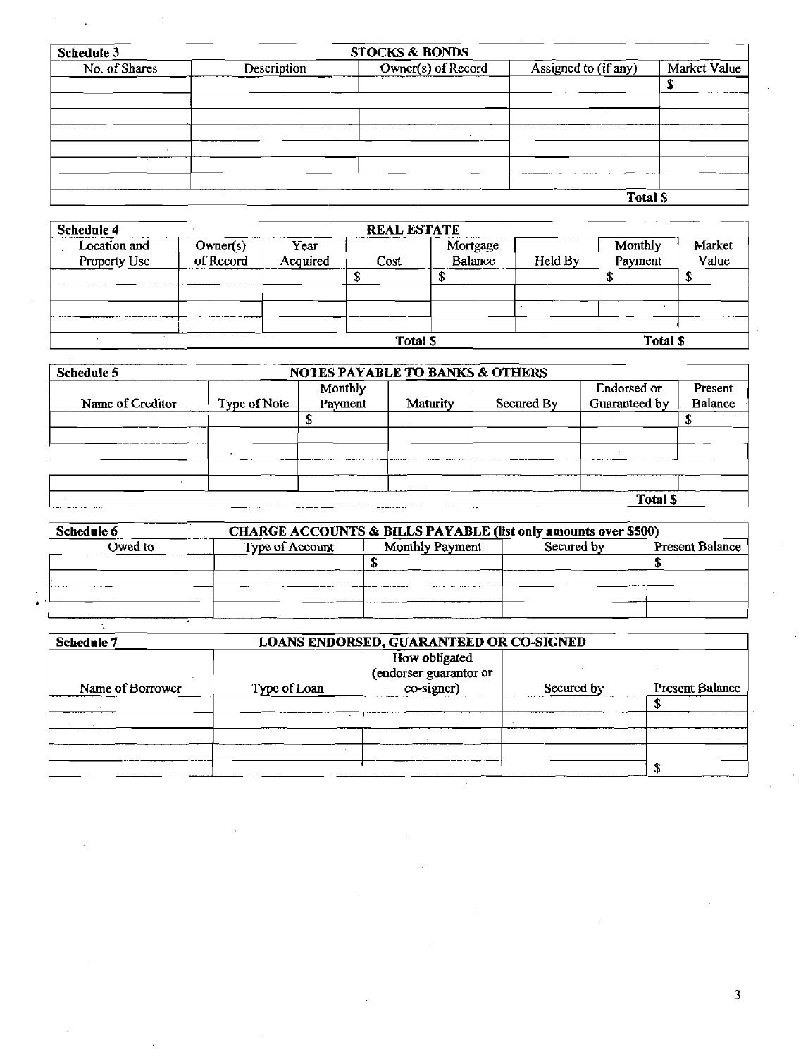| Schedule 3 | | STOCKS & BONDS | | |
|---|---|---|---|---|
| No. of Shares | Description | Owner(s) of Record | Assigned to (if any) | Market Value |
| | | | | $ |
| | | | | |
| | | | | |
| | | | | |
| | | | | |
| | | | | |
| | | | | |
| | | | Total $ | |

| Schedule 4 | | | REAL ESTATE | | | | |
|---|---|---|---|---|---|---|---|
| Location and Property Use | Owner(s) of Record | Year Acquired | Cost | Mortgage Balance | Held By | Monthly Payment | Market Value |
| | | | $ | $ | | $ | $ |
| | | | | | | | |
| | | | | | | | |
| | | | | | | | |
| | | | Total $ | | | Total $ | |

| Schedule 5 | | NOTES PAYABLE TO BANKS & OTHERS | | | | |
|---|---|---|---|---|---|---|
| Name of Creditor | Type of Note | Monthly Payment | Maturity | Secured By | Endorsed or Guaranteed by | Present Balance |
| | | $ | | | | $ |
| | | | | | | |
| | | | | | | |
| | | | | | | |
| | | | | | | |
| | | | | | Total $ | |

| Schedule 6 | CHARGE ACCOUNTS & BILLS PAYABLE (list only amounts over $500) | | | |
|---|---|---|---|---|
| Owed to | Type of Account | Monthly Payment | Secured by | Present Balance |
| | | $ | | $ |
| | | | | |
| | | | | |
| | | | | |

| Schedule 7 | LOANS ENDORSED, GUARANTEED OR CO-SIGNED | | | |
|---|---|---|---|---|
| Name of Borrower | Type of Loan | How obligated (endorser guarantor or co-signer) | Secured by | Present Balance |
| | | | | $ |
| | | | | |
| | | | | |
| | | | | |
| | | | | $ |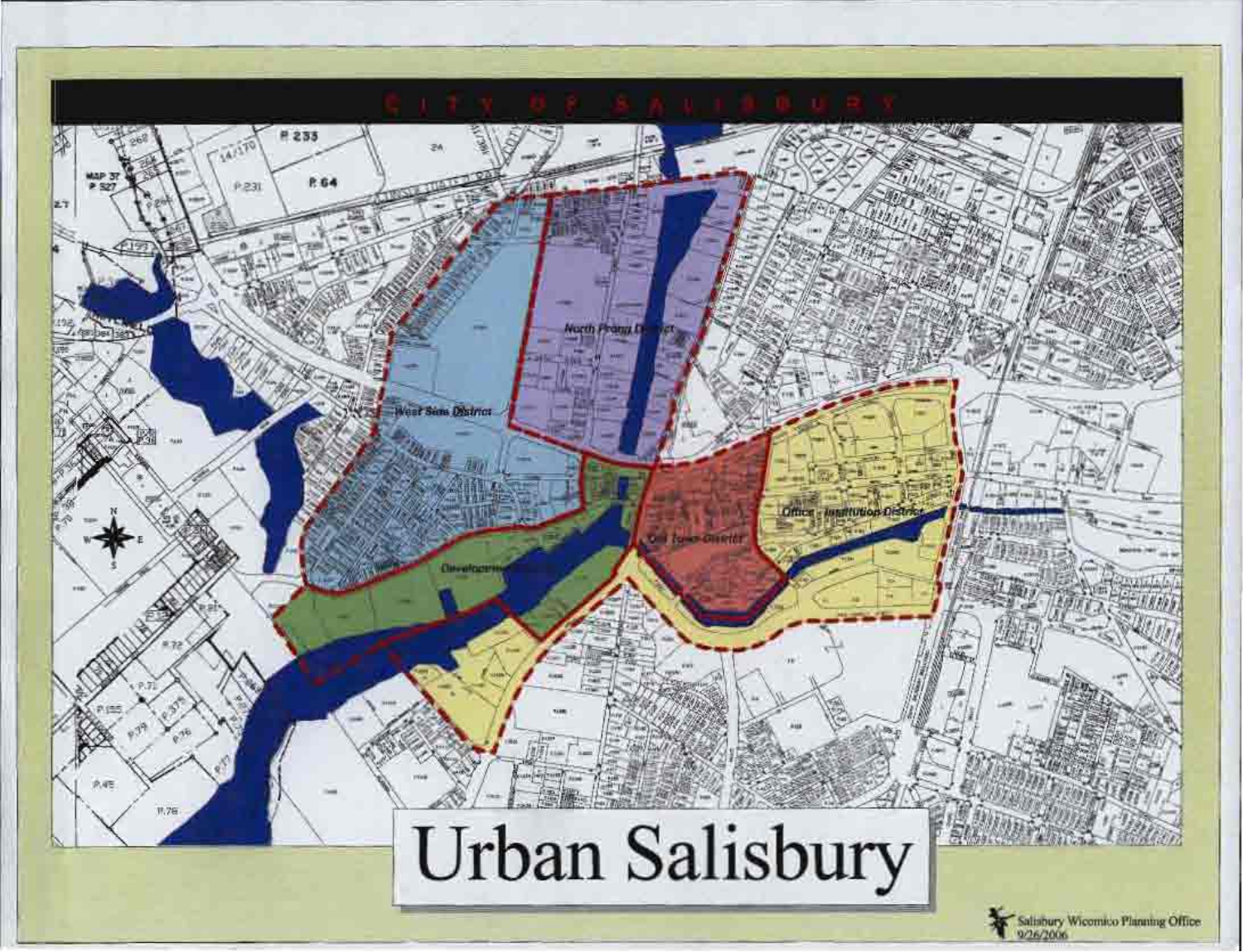CITY OF SALISBURY

North Prong District

West Side District

Office - Institution District

Old Town District

Development District

# Urban Salisbury

Salisbury Wicomico Planning Office
9/26/2006